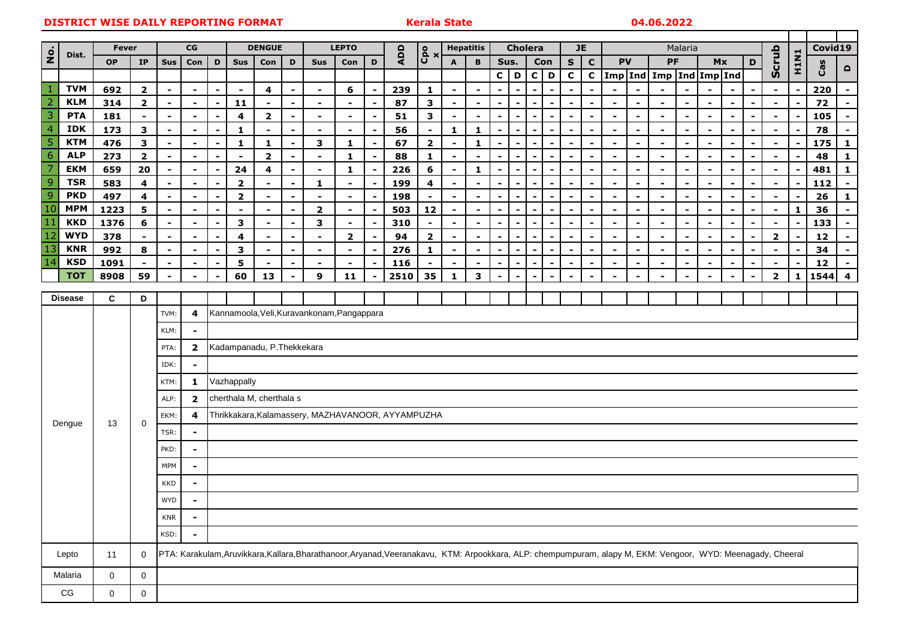**DISTRICT WISE DAILY REPORTING FORMAT** **Kerala State** **04.06.2022**

| No. | Dist. | Fever | | CG | | | DENGUE | | | LEPTO | | | ADD | Cpox | Hepatitis | | Cholera | | | | JE | | Malaria | | | | | | | Scrub | H1N1 | Covid19 | |
|---|---|---|---|---|---|---|---|---|---|---|---|---|---|---|---|---|---|---|---|---|---|---|---|---|---|---|---|---|---|---|---|---|---|
| | | OP | IP | Sus | Con | D | Sus | Con | D | Sus | Con | D | | | A | B | Sus. | | Con | | S | C | PV | | PF | | Mx | | D | | | Cas | D |
| | | | | | | | | | | | | | | | | | C | D | C | D | C | C | Imp | Ind | Imp | Ind | Imp | Ind | | | | | |
| 1 | TVM | 692 | 2 | - | - | - | - | 4 | - | - | 6 | - | 239 | 1 | - | - | - | - | - | - | - | - | - | - | - | - | - | - | - | - | - | 220 | - |
| 2 | KLM | 314 | 2 | - | - | - | 11 | - | - | - | - | - | 87 | 3 | - | - | - | - | - | - | - | - | - | - | - | - | - | - | - | - | - | 72 | - |
| 3 | PTA | 181 | - | - | - | - | 4 | 2 | - | - | - | - | 51 | 3 | - | - | - | - | - | - | - | - | - | - | - | - | - | - | - | - | - | 105 | - |
| 4 | IDK | 173 | 3 | - | - | - | 1 | - | - | - | - | - | 56 | - | 1 | 1 | - | - | - | - | - | - | - | - | - | - | - | - | - | - | - | 78 | - |
| 5 | KTM | 476 | 3 | - | - | - | 1 | 1 | - | 3 | 1 | - | 67 | 2 | - | 1 | - | - | - | - | - | - | - | - | - | - | - | - | - | - | - | 175 | 1 |
| 6 | ALP | 273 | 2 | - | - | - | - | 2 | - | - | 1 | - | 88 | 1 | - | - | - | - | - | - | - | - | - | - | - | - | - | - | - | - | - | 48 | 1 |
| 7 | EKM | 659 | 20 | - | - | - | 24 | 4 | - | - | 1 | - | 226 | 6 | - | 1 | - | - | - | - | - | - | - | - | - | - | - | - | - | - | - | 481 | 1 |
| 9 | TSR | 583 | 4 | - | - | - | 2 | - | - | 1 | - | - | 199 | 4 | - | - | - | - | - | - | - | - | - | - | - | - | - | - | - | - | - | 112 | - |
| 9 | PKD | 497 | 4 | - | - | - | 2 | - | - | - | - | - | 198 | - | - | - | - | - | - | - | - | - | - | - | - | - | - | - | - | - | - | 26 | 1 |
| 10 | MPM | 1223 | 5 | - | - | - | - | - | - | 2 | - | - | 503 | 12 | - | - | - | - | - | - | - | - | - | - | - | - | - | - | - | - | 1 | 36 | - |
| 11 | KKD | 1376 | 6 | - | - | - | 3 | - | - | 3 | - | - | 310 | - | - | - | - | - | - | - | - | - | - | - | - | - | - | - | - | - | - | 133 | - |
| 12 | WYD | 378 | - | - | - | - | 4 | - | - | - | 2 | - | 94 | 2 | - | - | - | - | - | - | - | - | - | - | - | - | - | - | - | 2 | - | 12 | - |
| 13 | KNR | 992 | 8 | - | - | - | 3 | - | - | - | - | - | 276 | 1 | - | - | - | - | - | - | - | - | - | - | - | - | - | - | - | - | - | 34 | - |
| 14 | KSD | 1091 | - | - | - | - | 5 | - | - | - | - | - | 116 | - | - | - | - | - | - | - | - | - | - | - | - | - | - | - | - | - | - | 12 | - |
| | TOT | 8908 | 59 | - | - | - | 60 | 13 | - | 9 | 11 | - | 2510 | 35 | 1 | 3 | - | - | - | - | - | - | - | - | - | - | - | - | - | 2 | 1 | 1544 | 4 |

| Disease | C | D | | | |
|---|---|---|---|---|---|
| Dengue | 13 | 0 | TVM: | 4 | Kannamoola,Veli,Kuravankonam,Pangappara |
| | | | KLM: | - | |
| | | | PTA: | 2 | Kadampanadu, P.Thekkekara |
| | | | IDK: | - | |
| | | | KTM: | 1 | Vazhappally |
| | | | ALP: | 2 | cherthala M, cherthala s |
| | | | EKM: | 4 | Thrikkakara,Kalamassery, MAZHAVANOOR, AYYAMPUZHA |
| | | | TSR: | - | |
| | | | PKD: | - | |
| | | | MPM | - | |
| | | | KKD | - | |
| | | | WYD | - | |
| | | | KNR | - | |
| | | | KSD: | - | |
| Lepto | 11 | 0 | PTA: Karakulam,Aruvikkara,Kallara,Bharathanoor,Aryanad,Veeranakavu, KTM: Arpookkara, ALP: chempumpuram, alapy M, EKM: Vengoor, WYD: Meenagady, Cheeral | | |
| Malaria | 0 | 0 | | | |
| CG | 0 | 0 | | | |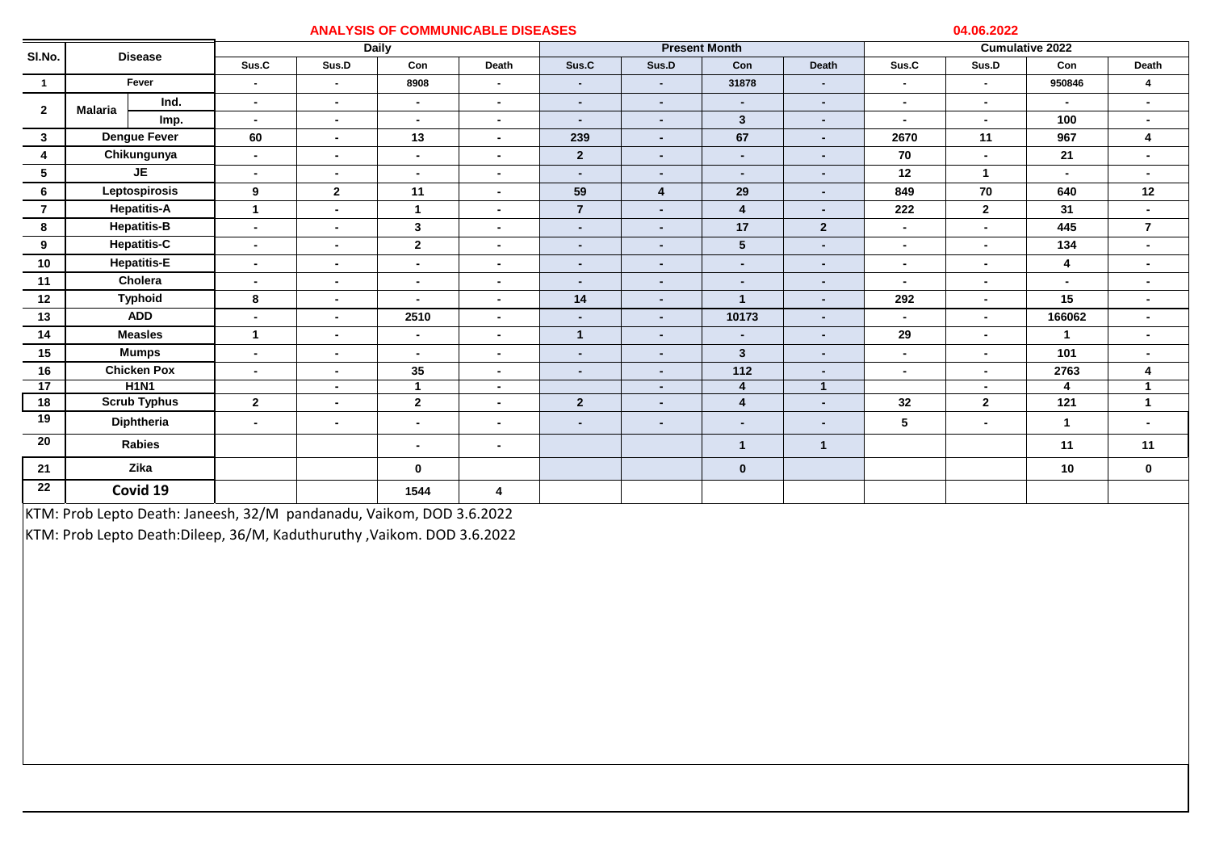## ANALYSIS OF COMMUNICABLE DISEASES

04.06.2022

| Sl.No. | Disease | | Daily | | | | Present Month | | | | Cumulative 2022 | | | |
|---|---|---|---|---|---|---|---|---|---|---|---|---|---|---|
| | | | Sus.C | Sus.D | Con | Death | Sus.C | Sus.D | Con | Death | Sus.C | Sus.D | Con | Death |
| 1 | Fever | | - | - | 8908 | - | - | - | 31878 | - | - | - | 950846 | 4 |
| 2 | Malaria | Ind. | - | - | - | - | - | - | - | - | - | - | - | - |
| | | Imp. | - | - | - | - | - | - | 3 | - | - | - | 100 | - |
| 3 | Dengue Fever | | 60 | - | 13 | - | 239 | - | 67 | - | 2670 | 11 | 967 | 4 |
| 4 | Chikungunya | | - | - | - | - | 2 | - | - | - | 70 | - | 21 | - |
| 5 | JE | | - | - | - | - | - | - | - | - | 12 | 1 | - | - |
| 6 | Leptospirosis | | 9 | 2 | 11 | - | 59 | 4 | 29 | - | 849 | 70 | 640 | 12 |
| 7 | Hepatitis-A | | 1 | - | 1 | - | 7 | - | 4 | - | 222 | 2 | 31 | - |
| 8 | Hepatitis-B | | - | - | 3 | - | - | - | 17 | 2 | - | - | 445 | 7 |
| 9 | Hepatitis-C | | - | - | 2 | - | - | - | 5 | - | - | - | 134 | - |
| 10 | Hepatitis-E | | - | - | - | - | - | - | - | - | - | - | 4 | - |
| 11 | Cholera | | - | - | - | - | - | - | - | - | - | - | - | - |
| 12 | Typhoid | | 8 | - | - | - | 14 | - | 1 | - | 292 | - | 15 | - |
| 13 | ADD | | - | - | 2510 | - | - | - | 10173 | - | - | - | 166062 | - |
| 14 | Measles | | 1 | - | - | - | 1 | - | - | - | 29 | - | 1 | - |
| 15 | Mumps | | - | - | - | - | - | - | 3 | - | - | - | 101 | - |
| 16 | Chicken Pox | | - | - | 35 | - | - | - | 112 | - | - | - | 2763 | 4 |
| 17 | H1N1 | | | - | 1 | - | | - | 4 | 1 | | - | 4 | 1 |
| 18 | Scrub Typhus | | 2 | - | 2 | - | 2 | - | 4 | - | 32 | 2 | 121 | 1 |
| 19 | Diphtheria | | - | - | - | - | - | - | - | - | 5 | - | 1 | - |
| 20 | Rabies | | | | - | - | | | 1 | 1 | | | 11 | 11 |
| 21 | Zika | | | | 0 | | | | 0 | | | | 10 | 0 |
| 22 | Covid 19 | | | | 1544 | 4 | | | | | | | | |

KTM: Prob Lepto Death: Janeesh, 32/M pandanadu, Vaikom, DOD 3.6.2022

KTM: Prob Lepto Death:Dileep, 36/M, Kaduthuruthy ,Vaikom. DOD 3.6.2022